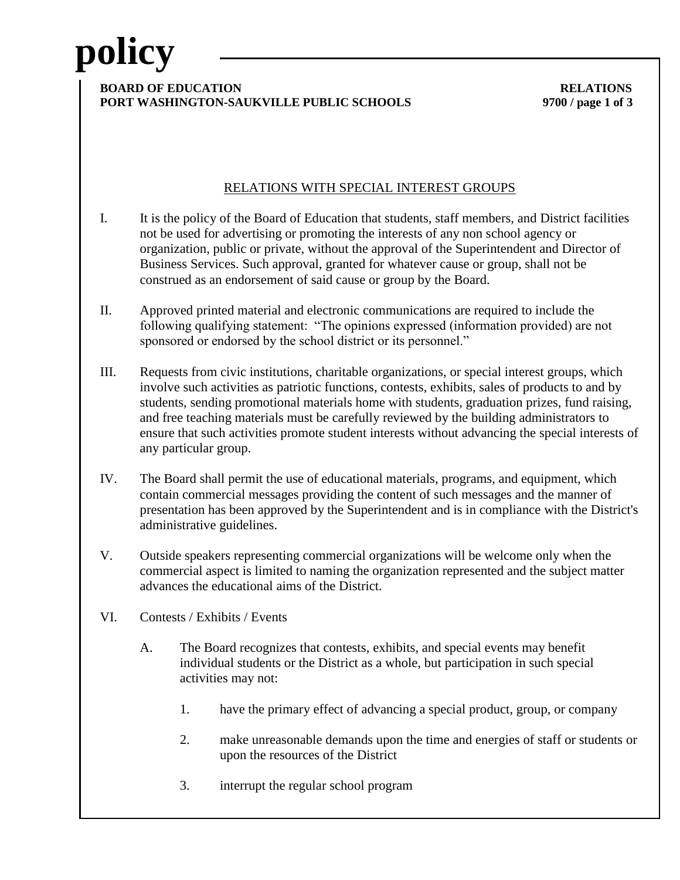# policy

**BOARD OF EDUCATION**
**PORT WASHINGTON-SAUKVILLE PUBLIC SCHOOLS**

**RELATIONS**
**9700**

## RELATIONS WITH SPECIAL INTEREST GROUPS

I. It is the policy of the Board of Education that students, staff members, and District facilities not be used for advertising or promoting the interests of any non school agency or organization, public or private, without the approval of the Superintendent and Director of Business Services. Such approval, granted for whatever cause or group, shall not be construed as an endorsement of said cause or group by the Board.

II. Approved printed material and electronic communications are required to include the following qualifying statement: "The opinions expressed (information provided) are not sponsored or endorsed by the school district or its personnel."

III. Requests from civic institutions, charitable organizations, or special interest groups, which involve such activities as patriotic functions, contests, exhibits, sales of products to and by students, sending promotional materials home with students, graduation prizes, fund raising, and free teaching materials must be carefully reviewed by the building administrators to ensure that such activities promote student interests without advancing the special interests of any particular group.

IV. The Board shall permit the use of educational materials, programs, and equipment, which contain commercial messages providing the content of such messages and the manner of presentation has been approved by the Superintendent and is in compliance with the District's administrative guidelines.

V. Outside speakers representing commercial organizations will be welcome only when the commercial aspect is limited to naming the organization represented and the subject matter advances the educational aims of the District.

VI. Contests / Exhibits / Events

   A. The Board recognizes that contests, exhibits, and special events may benefit individual students or the District as a whole, but participation in such special activities may not:

      1. have the primary effect of advancing a special product, group, or company

      2. make unreasonable demands upon the time and energies of staff or students or upon the resources of the District

      3. interrupt the regular school program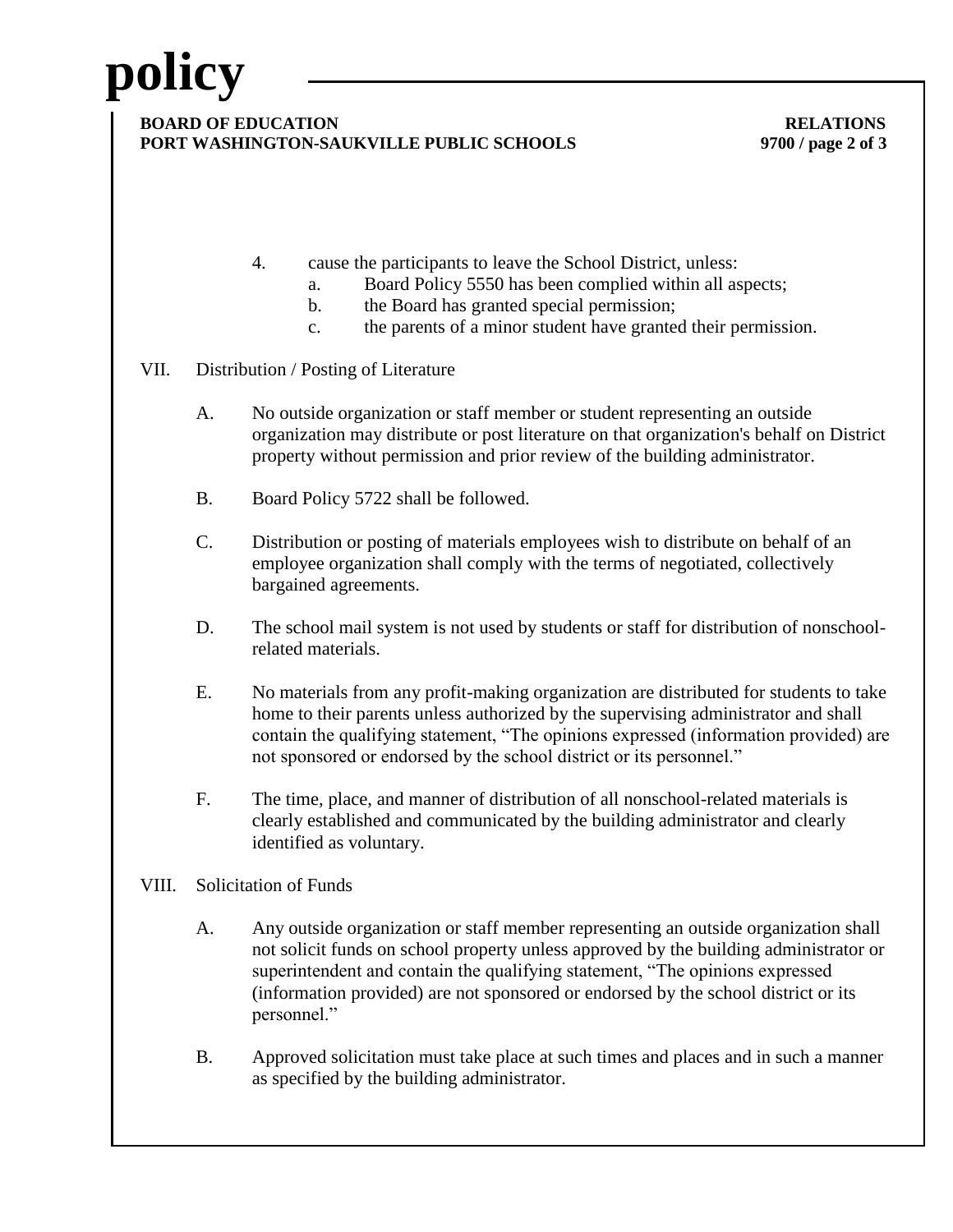4. cause the participants to leave the School District, unless:
   a. Board Policy 5550 has been complied within all aspects;
   b. the Board has granted special permission;
   c. the parents of a minor student have granted their permission.

VII. Distribution / Posting of Literature

A. No outside organization or staff member or student representing an outside organization may distribute or post literature on that organization's behalf on District property without permission and prior review of the building administrator.

B. Board Policy 5722 shall be followed.

C. Distribution or posting of materials employees wish to distribute on behalf of an employee organization shall comply with the terms of negotiated, collectively bargained agreements.

D. The school mail system is not used by students or staff for distribution of nonschool-related materials.

E. No materials from any profit-making organization are distributed for students to take home to their parents unless authorized by the supervising administrator and shall contain the qualifying statement, "The opinions expressed (information provided) are not sponsored or endorsed by the school district or its personnel."

F. The time, place, and manner of distribution of all nonschool-related materials is clearly established and communicated by the building administrator and clearly identified as voluntary.

VIII. Solicitation of Funds

A. Any outside organization or staff member representing an outside organization shall not solicit funds on school property unless approved by the building administrator or superintendent and contain the qualifying statement, "The opinions expressed (information provided) are not sponsored or endorsed by the school district or its personnel."

B. Approved solicitation must take place at such times and places and in such a manner as specified by the building administrator.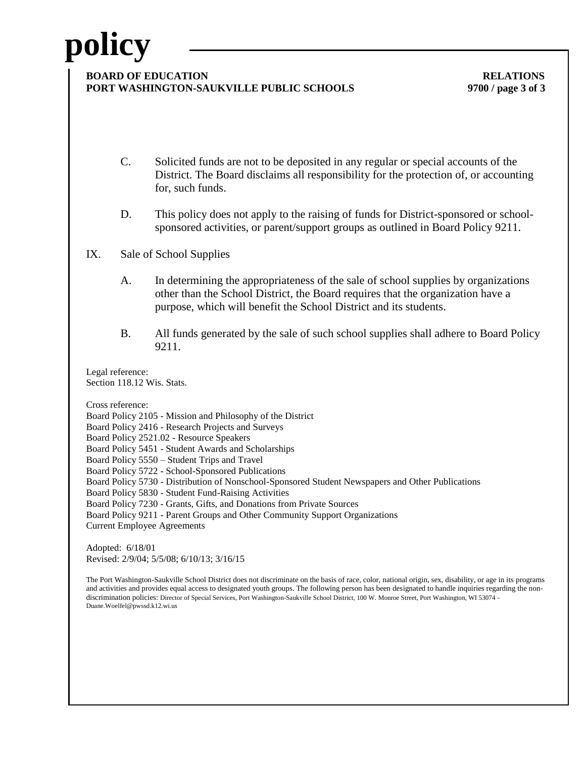C. Solicited funds are not to be deposited in any regular or special accounts of the District. The Board disclaims all responsibility for the protection of, or accounting for, such funds.

D. This policy does not apply to the raising of funds for District-sponsored or school-sponsored activities, or parent/support groups as outlined in Board Policy 9211.

IX. Sale of School Supplies

A. In determining the appropriateness of the sale of school supplies by organizations other than the School District, the Board requires that the organization have a purpose, which will benefit the School District and its students.

B. All funds generated by the sale of such school supplies shall adhere to Board Policy 9211.

Legal reference:
Section 118.12 Wis. Stats.

Cross reference:
Board Policy 2105 - Mission and Philosophy of the District
Board Policy 2416 - Research Projects and Surveys
Board Policy 2521.02 - Resource Speakers
Board Policy 5451 - Student Awards and Scholarships
Board Policy 5550 – Student Trips and Travel
Board Policy 5722 - School-Sponsored Publications
Board Policy 5730 - Distribution of Nonschool-Sponsored Student Newspapers and Other Publications
Board Policy 5830 - Student Fund-Raising Activities
Board Policy 7230 - Grants, Gifts, and Donations from Private Sources
Board Policy 9211 - Parent Groups and Other Community Support Organizations
Current Employee Agreements

Adopted: 6/18/01
Revised: 2/9/04; 5/5/08; 6/10/13; 3/16/15

The Port Washington-Saukville School District does not discriminate on the basis of race, color, national origin, sex, disability, or age in its programs and activities and provides equal access to designated youth groups. The following person has been designated to handle inquiries regarding the non-discrimination policies: Director of Special Services, Port Washington-Saukville School District, 100 W. Monroe Street, Port Washington, WI 53074 - Duane.Woelfel@pwssd.k12.wi.us